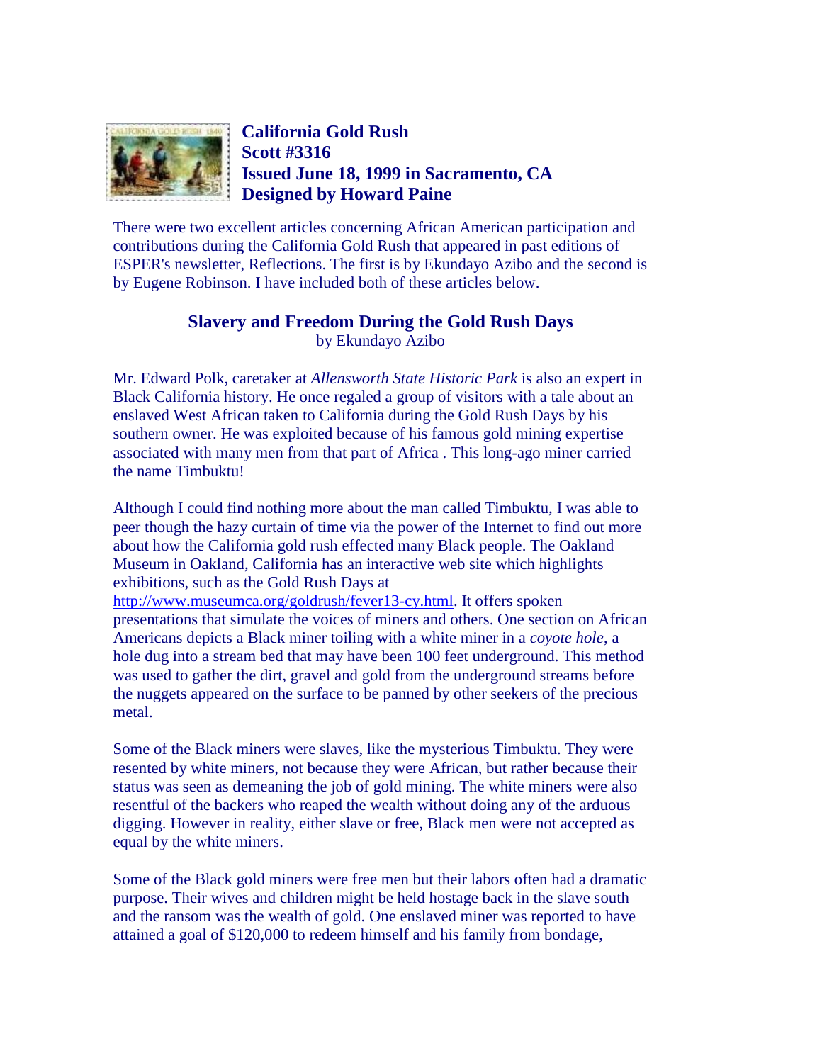**California Gold Rush**
**Scott #3316**
**Issued June 18, 1999 in Sacramento, CA**
**Designed by Howard Paine**

There were two excellent articles concerning African American participation and contributions during the California Gold Rush that appeared in past editions of ESPER's newsletter, Reflections. The first is by Ekundayo Azibo and the second is by Eugene Robinson. I have included both of these articles below.

## Slavery and Freedom During the Gold Rush Days

by Ekundayo Azibo

Mr. Edward Polk, caretaker at *Allensworth State Historic Park* is also an expert in Black California history. He once regaled a group of visitors with a tale about an enslaved West African taken to California during the Gold Rush Days by his southern owner. He was exploited because of his famous gold mining expertise associated with many men from that part of Africa . This long-ago miner carried the name Timbuktu!

Although I could find nothing more about the man called Timbuktu, I was able to peer though the hazy curtain of time via the power of the Internet to find out more about how the California gold rush effected many Black people. The Oakland Museum in Oakland, California has an interactive web site which highlights exhibitions, such as the Gold Rush Days at http://www.museumca.org/goldrush/fever13-cy.html. It offers spoken presentations that simulate the voices of miners and others. One section on African Americans depicts a Black miner toiling with a white miner in a *coyote hole*, a hole dug into a stream bed that may have been 100 feet underground. This method was used to gather the dirt, gravel and gold from the underground streams before the nuggets appeared on the surface to be panned by other seekers of the precious metal.

Some of the Black miners were slaves, like the mysterious Timbuktu. They were resented by white miners, not because they were African, but rather because their status was seen as demeaning the job of gold mining. The white miners were also resentful of the backers who reaped the wealth without doing any of the arduous digging. However in reality, either slave or free, Black men were not accepted as equal by the white miners.

Some of the Black gold miners were free men but their labors often had a dramatic purpose. Their wives and children might be held hostage back in the slave south and the ransom was the wealth of gold. One enslaved miner was reported to have attained a goal of $120,000 to redeem himself and his family from bondage,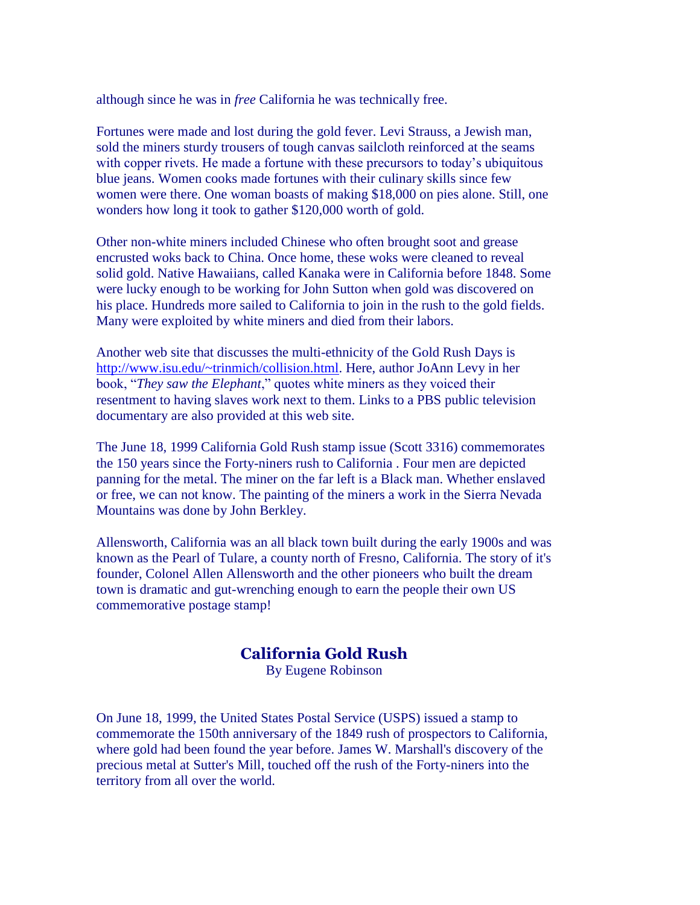although since he was in *free* California he was technically free.

Fortunes were made and lost during the gold fever. Levi Strauss, a Jewish man, sold the miners sturdy trousers of tough canvas sailcloth reinforced at the seams with copper rivets. He made a fortune with these precursors to today's ubiquitous blue jeans. Women cooks made fortunes with their culinary skills since few women were there. One woman boasts of making $18,000 on pies alone. Still, one wonders how long it took to gather $120,000 worth of gold.

Other non-white miners included Chinese who often brought soot and grease encrusted woks back to China. Once home, these woks were cleaned to reveal solid gold. Native Hawaiians, called Kanaka were in California before 1848. Some were lucky enough to be working for John Sutton when gold was discovered on his place. Hundreds more sailed to California to join in the rush to the gold fields. Many were exploited by white miners and died from their labors.

Another web site that discusses the multi-ethnicity of the Gold Rush Days is [http://www.isu.edu/~trinmich/collision.html](http://www.isu.edu/~trinmich/collision.html). Here, author JoAnn Levy in her book, "*They saw the Elephant*," quotes white miners as they voiced their resentment to having slaves work next to them. Links to a PBS public television documentary are also provided at this web site.

The June 18, 1999 California Gold Rush stamp issue (Scott 3316) commemorates the 150 years since the Forty-niners rush to California . Four men are depicted panning for the metal. The miner on the far left is a Black man. Whether enslaved or free, we can not know. The painting of the miners a work in the Sierra Nevada Mountains was done by John Berkley.

Allensworth, California was an all black town built during the early 1900s and was known as the Pearl of Tulare, a county north of Fresno, California. The story of it's founder, Colonel Allen Allensworth and the other pioneers who built the dream town is dramatic and gut-wrenching enough to earn the people their own US commemorative postage stamp!

## California Gold Rush

By Eugene Robinson

On June 18, 1999, the United States Postal Service (USPS) issued a stamp to commemorate the 150th anniversary of the 1849 rush of prospectors to California, where gold had been found the year before. James W. Marshall's discovery of the precious metal at Sutter's Mill, touched off the rush of the Forty-niners into the territory from all over the world.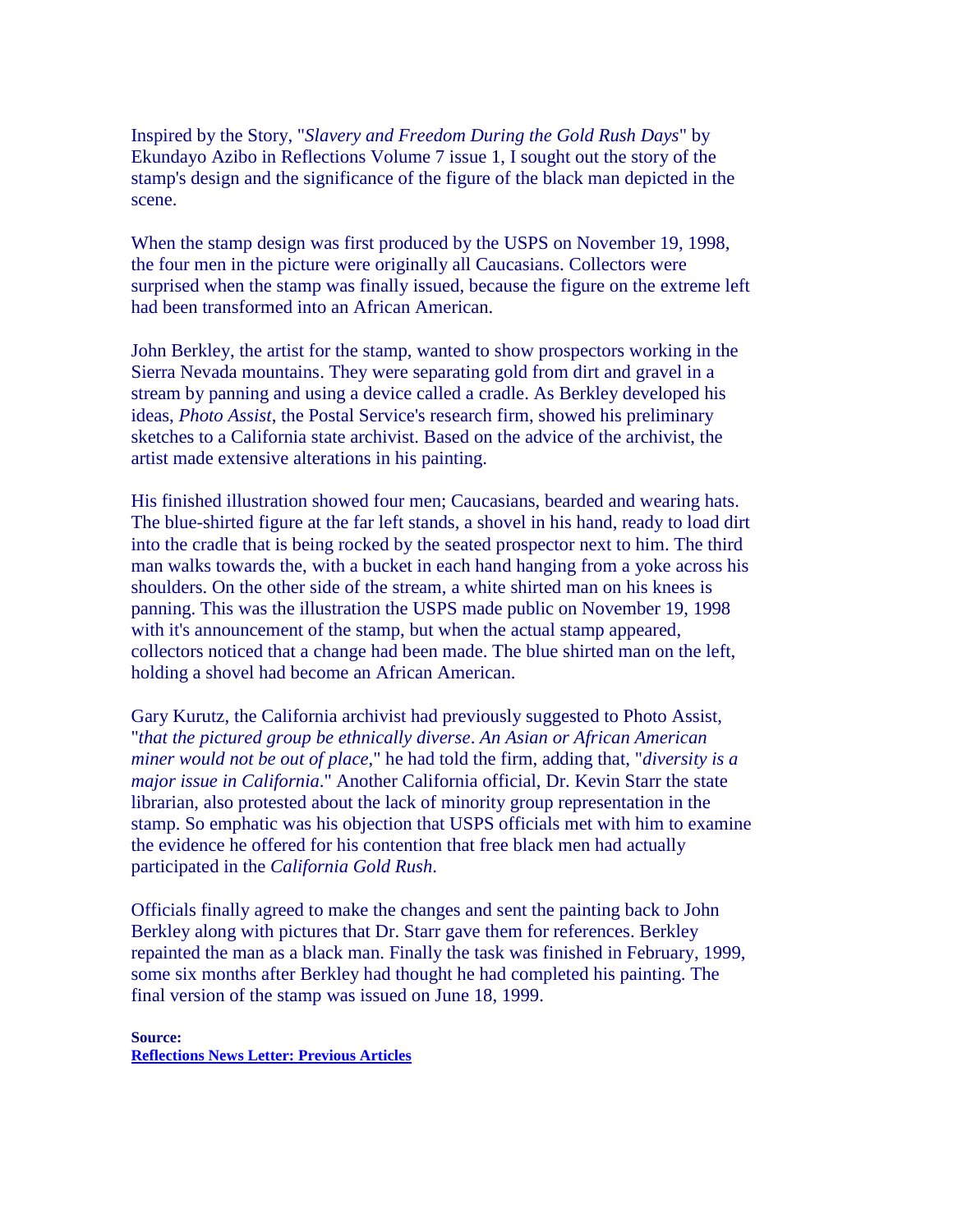Inspired by the Story, "*Slavery and Freedom During the Gold Rush Days*" by Ekundayo Azibo in Reflections Volume 7 issue 1, I sought out the story of the stamp's design and the significance of the figure of the black man depicted in the scene.

When the stamp design was first produced by the USPS on November 19, 1998, the four men in the picture were originally all Caucasians. Collectors were surprised when the stamp was finally issued, because the figure on the extreme left had been transformed into an African American.

John Berkley, the artist for the stamp, wanted to show prospectors working in the Sierra Nevada mountains. They were separating gold from dirt and gravel in a stream by panning and using a device called a cradle. As Berkley developed his ideas, *Photo Assist*, the Postal Service's research firm, showed his preliminary sketches to a California state archivist. Based on the advice of the archivist, the artist made extensive alterations in his painting.

His finished illustration showed four men; Caucasians, bearded and wearing hats. The blue-shirted figure at the far left stands, a shovel in his hand, ready to load dirt into the cradle that is being rocked by the seated prospector next to him. The third man walks towards the, with a bucket in each hand hanging from a yoke across his shoulders. On the other side of the stream, a white shirted man on his knees is panning. This was the illustration the USPS made public on November 19, 1998 with it's announcement of the stamp, but when the actual stamp appeared, collectors noticed that a change had been made. The blue shirted man on the left, holding a shovel had become an African American.

Gary Kurutz, the California archivist had previously suggested to Photo Assist, "*that the pictured group be ethnically diverse*. *An Asian or African American miner would not be out of place*," he had told the firm, adding that, "*diversity is a major issue in California*." Another California official, Dr. Kevin Starr the state librarian, also protested about the lack of minority group representation in the stamp. So emphatic was his objection that USPS officials met with him to examine the evidence he offered for his contention that free black men had actually participated in the *California Gold Rush*.

Officials finally agreed to make the changes and sent the painting back to John Berkley along with pictures that Dr. Starr gave them for references. Berkley repainted the man as a black man. Finally the task was finished in February, 1999, some six months after Berkley had thought he had completed his painting. The final version of the stamp was issued on June 18, 1999.

**Source:**
**Reflections News Letter: Previous Articles**